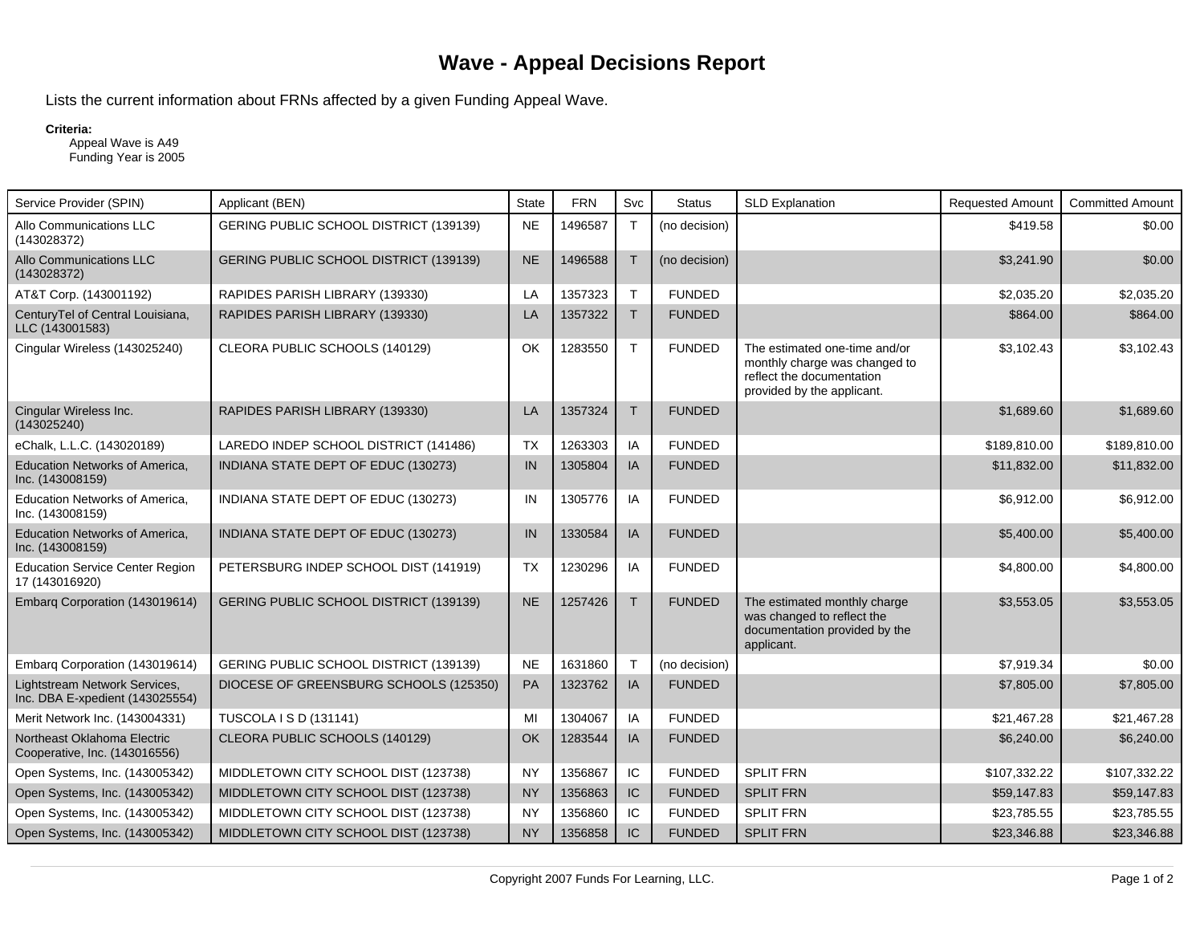# Wave - Appeal Decisions Report

Lists the current information about FRNs affected by a given Funding Appeal Wave.

**Criteria:**

Appeal Wave is A49
Funding Year is 2005

| Service Provider (SPIN) | Applicant (BEN) | State | FRN | Svc | Status | SLD Explanation | Requested Amount | Committed Amount |
|---|---|---|---|---|---|---|---|---|
| Allo Communications LLC (143028372) | GERING PUBLIC SCHOOL DISTRICT (139139) | NE | 1496587 | T | (no decision) | | $419.58 | $0.00 |
| Allo Communications LLC (143028372) | GERING PUBLIC SCHOOL DISTRICT (139139) | NE | 1496588 | T | (no decision) | | $3,241.90 | $0.00 |
| AT&T Corp. (143001192) | RAPIDES PARISH LIBRARY (139330) | LA | 1357323 | T | FUNDED | | $2,035.20 | $2,035.20 |
| CenturyTel of Central Louisiana, LLC (143001583) | RAPIDES PARISH LIBRARY (139330) | LA | 1357322 | T | FUNDED | | $864.00 | $864.00 |
| Cingular Wireless (143025240) | CLEORA PUBLIC SCHOOLS (140129) | OK | 1283550 | T | FUNDED | The estimated one-time and/or monthly charge was changed to reflect the documentation provided by the applicant. | $3,102.43 | $3,102.43 |
| Cingular Wireless Inc. (143025240) | RAPIDES PARISH LIBRARY (139330) | LA | 1357324 | T | FUNDED | | $1,689.60 | $1,689.60 |
| eChalk, L.L.C. (143020189) | LAREDO INDEP SCHOOL DISTRICT (141486) | TX | 1263303 | IA | FUNDED | | $189,810.00 | $189,810.00 |
| Education Networks of America, Inc. (143008159) | INDIANA STATE DEPT OF EDUC (130273) | IN | 1305804 | IA | FUNDED | | $11,832.00 | $11,832.00 |
| Education Networks of America, Inc. (143008159) | INDIANA STATE DEPT OF EDUC (130273) | IN | 1305776 | IA | FUNDED | | $6,912.00 | $6,912.00 |
| Education Networks of America, Inc. (143008159) | INDIANA STATE DEPT OF EDUC (130273) | IN | 1330584 | IA | FUNDED | | $5,400.00 | $5,400.00 |
| Education Service Center Region 17 (143016920) | PETERSBURG INDEP SCHOOL DIST (141919) | TX | 1230296 | IA | FUNDED | | $4,800.00 | $4,800.00 |
| Embarq Corporation (143019614) | GERING PUBLIC SCHOOL DISTRICT (139139) | NE | 1257426 | T | FUNDED | The estimated monthly charge was changed to reflect the documentation provided by the applicant. | $3,553.05 | $3,553.05 |
| Embarq Corporation (143019614) | GERING PUBLIC SCHOOL DISTRICT (139139) | NE | 1631860 | T | (no decision) | | $7,919.34 | $0.00 |
| Lightstream Network Services, Inc. DBA E-xpedient (143025554) | DIOCESE OF GREENSBURG SCHOOLS (125350) | PA | 1323762 | IA | FUNDED | | $7,805.00 | $7,805.00 |
| Merit Network Inc. (143004331) | TUSCOLA I S D (131141) | MI | 1304067 | IA | FUNDED | | $21,467.28 | $21,467.28 |
| Northeast Oklahoma Electric Cooperative, Inc. (143016556) | CLEORA PUBLIC SCHOOLS (140129) | OK | 1283544 | IA | FUNDED | | $6,240.00 | $6,240.00 |
| Open Systems, Inc. (143005342) | MIDDLETOWN CITY SCHOOL DIST (123738) | NY | 1356867 | IC | FUNDED | SPLIT FRN | $107,332.22 | $107,332.22 |
| Open Systems, Inc. (143005342) | MIDDLETOWN CITY SCHOOL DIST (123738) | NY | 1356863 | IC | FUNDED | SPLIT FRN | $59,147.83 | $59,147.83 |
| Open Systems, Inc. (143005342) | MIDDLETOWN CITY SCHOOL DIST (123738) | NY | 1356860 | IC | FUNDED | SPLIT FRN | $23,785.55 | $23,785.55 |
| Open Systems, Inc. (143005342) | MIDDLETOWN CITY SCHOOL DIST (123738) | NY | 1356858 | IC | FUNDED | SPLIT FRN | $23,346.88 | $23,346.88 |

Copyright 2007 Funds For Learning, LLC.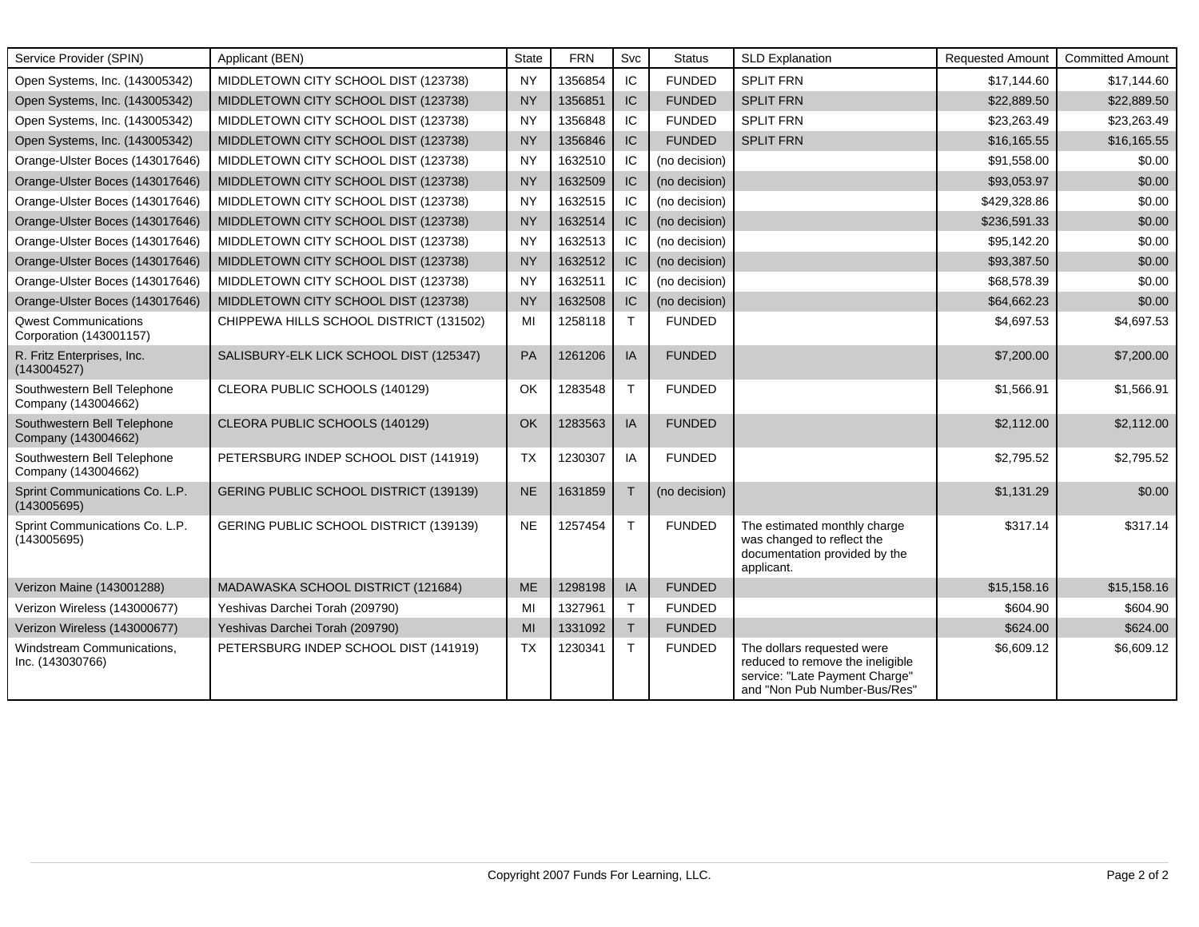| Service Provider (SPIN) | Applicant (BEN) | State | FRN | Svc | Status | SLD Explanation | Requested Amount | Committed Amount |
|---|---|---|---|---|---|---|---|---|
| Open Systems, Inc. (143005342) | MIDDLETOWN CITY SCHOOL DIST (123738) | NY | 1356854 | IC | FUNDED | SPLIT FRN | $17,144.60 | $17,144.60 |
| Open Systems, Inc. (143005342) | MIDDLETOWN CITY SCHOOL DIST (123738) | NY | 1356851 | IC | FUNDED | SPLIT FRN | $22,889.50 | $22,889.50 |
| Open Systems, Inc. (143005342) | MIDDLETOWN CITY SCHOOL DIST (123738) | NY | 1356848 | IC | FUNDED | SPLIT FRN | $23,263.49 | $23,263.49 |
| Open Systems, Inc. (143005342) | MIDDLETOWN CITY SCHOOL DIST (123738) | NY | 1356846 | IC | FUNDED | SPLIT FRN | $16,165.55 | $16,165.55 |
| Orange-Ulster Boces (143017646) | MIDDLETOWN CITY SCHOOL DIST (123738) | NY | 1632510 | IC | (no decision) | | $91,558.00 | $0.00 |
| Orange-Ulster Boces (143017646) | MIDDLETOWN CITY SCHOOL DIST (123738) | NY | 1632509 | IC | (no decision) | | $93,053.97 | $0.00 |
| Orange-Ulster Boces (143017646) | MIDDLETOWN CITY SCHOOL DIST (123738) | NY | 1632515 | IC | (no decision) | | $429,328.86 | $0.00 |
| Orange-Ulster Boces (143017646) | MIDDLETOWN CITY SCHOOL DIST (123738) | NY | 1632514 | IC | (no decision) | | $236,591.33 | $0.00 |
| Orange-Ulster Boces (143017646) | MIDDLETOWN CITY SCHOOL DIST (123738) | NY | 1632513 | IC | (no decision) | | $95,142.20 | $0.00 |
| Orange-Ulster Boces (143017646) | MIDDLETOWN CITY SCHOOL DIST (123738) | NY | 1632512 | IC | (no decision) | | $93,387.50 | $0.00 |
| Orange-Ulster Boces (143017646) | MIDDLETOWN CITY SCHOOL DIST (123738) | NY | 1632511 | IC | (no decision) | | $68,578.39 | $0.00 |
| Orange-Ulster Boces (143017646) | MIDDLETOWN CITY SCHOOL DIST (123738) | NY | 1632508 | IC | (no decision) | | $64,662.23 | $0.00 |
| Qwest Communications Corporation (143001157) | CHIPPEWA HILLS SCHOOL DISTRICT (131502) | MI | 1258118 | T | FUNDED | | $4,697.53 | $4,697.53 |
| R. Fritz Enterprises, Inc. (143004527) | SALISBURY-ELK LICK SCHOOL DIST (125347) | PA | 1261206 | IA | FUNDED | | $7,200.00 | $7,200.00 |
| Southwestern Bell Telephone Company (143004662) | CLEORA PUBLIC SCHOOLS (140129) | OK | 1283548 | T | FUNDED | | $1,566.91 | $1,566.91 |
| Southwestern Bell Telephone Company (143004662) | CLEORA PUBLIC SCHOOLS (140129) | OK | 1283563 | IA | FUNDED | | $2,112.00 | $2,112.00 |
| Southwestern Bell Telephone Company (143004662) | PETERSBURG INDEP SCHOOL DIST (141919) | TX | 1230307 | IA | FUNDED | | $2,795.52 | $2,795.52 |
| Sprint Communications Co. L.P. (143005695) | GERING PUBLIC SCHOOL DISTRICT (139139) | NE | 1631859 | T | (no decision) | | $1,131.29 | $0.00 |
| Sprint Communications Co. L.P. (143005695) | GERING PUBLIC SCHOOL DISTRICT (139139) | NE | 1257454 | T | FUNDED | The estimated monthly charge was changed to reflect the documentation provided by the applicant. | $317.14 | $317.14 |
| Verizon Maine (143001288) | MADAWASKA SCHOOL DISTRICT (121684) | ME | 1298198 | IA | FUNDED | | $15,158.16 | $15,158.16 |
| Verizon Wireless (143000677) | Yeshivas Darchei Torah (209790) | MI | 1327961 | T | FUNDED | | $604.90 | $604.90 |
| Verizon Wireless (143000677) | Yeshivas Darchei Torah (209790) | MI | 1331092 | T | FUNDED | | $624.00 | $624.00 |
| Windstream Communications, Inc. (143030766) | PETERSBURG INDEP SCHOOL DIST (141919) | TX | 1230341 | T | FUNDED | The dollars requested were reduced to remove the ineligible service: "Late Payment Charge" and "Non Pub Number-Bus/Res" | $6,609.12 | $6,609.12 |

Copyright 2007 Funds For Learning, LLC.